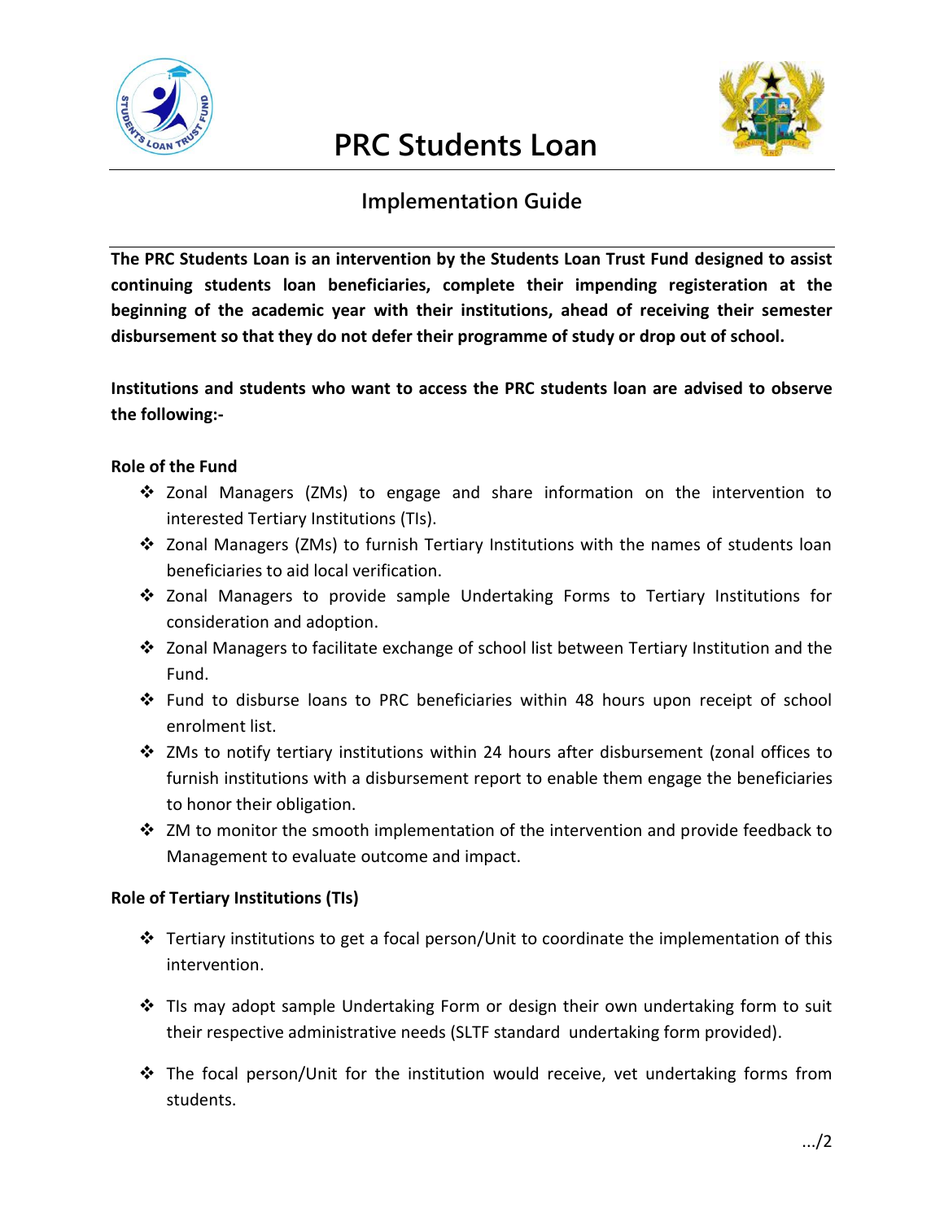# PRC Students Loan

## Implementation Guide

**The PRC Students Loan is an intervention by the Students Loan Trust Fund designed to assist continuing students loan beneficiaries, complete their impending registeration at the beginning of the academic year with their institutions, ahead of receiving their semester disbursement so that they do not defer their programme of study or drop out of school.**

**Institutions and students who want to access the PRC students loan are advised to observe the following:-**

**Role of the Fund**

- Zonal Managers (ZMs) to engage and share information on the intervention to interested Tertiary Institutions (TIs).
- Zonal Managers (ZMs) to furnish Tertiary Institutions with the names of students loan beneficiaries to aid local verification.
- Zonal Managers to provide sample Undertaking Forms to Tertiary Institutions for consideration and adoption.
- Zonal Managers to facilitate exchange of school list between Tertiary Institution and the Fund.
- Fund to disburse loans to PRC beneficiaries within 48 hours upon receipt of school enrolment list.
- ZMs to notify tertiary institutions within 24 hours after disbursement (zonal offices to furnish institutions with a disbursement report to enable them engage the beneficiaries to honor their obligation.
- ZM to monitor the smooth implementation of the intervention and provide feedback to Management to evaluate outcome and impact.

**Role of Tertiary Institutions (TIs)**

- Tertiary institutions to get a focal person/Unit to coordinate the implementation of this intervention.
- TIs may adopt sample Undertaking Form or design their own undertaking form to suit their respective administrative needs (SLTF standard undertaking form provided).
- The focal person/Unit for the institution would receive, vet undertaking forms from students.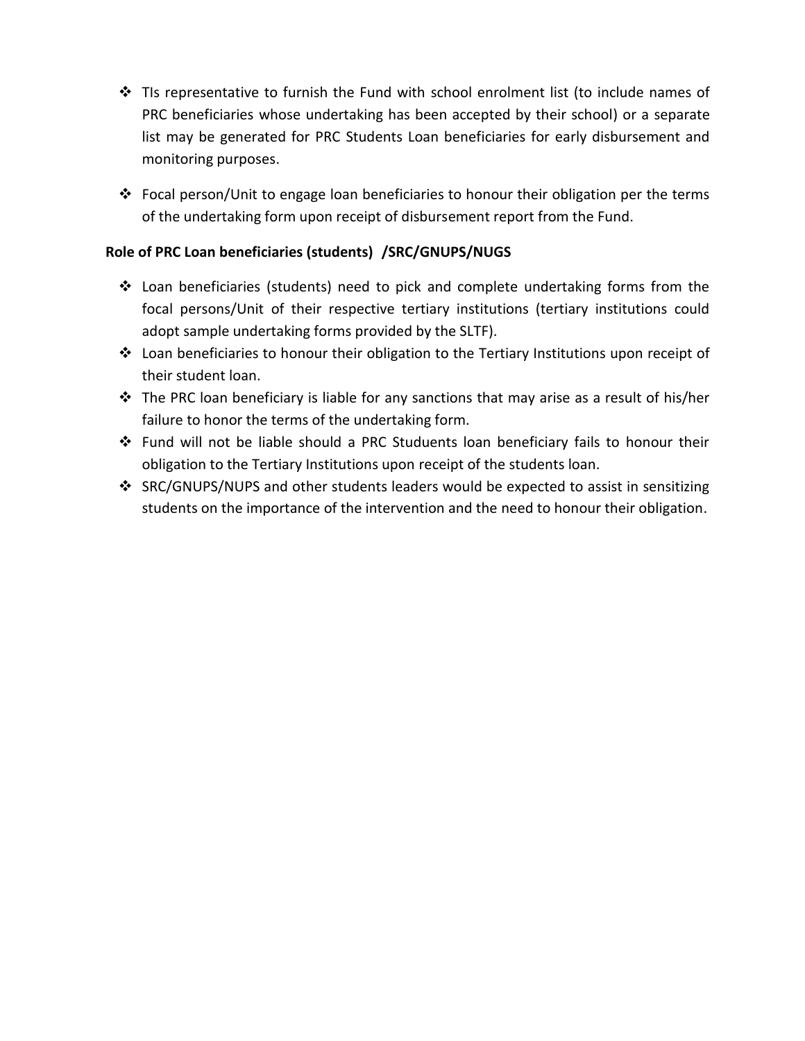- TIs representative to furnish the Fund with school enrolment list (to include names of PRC beneficiaries whose undertaking has been accepted by their school) or a separate list may be generated for PRC Students Loan beneficiaries for early disbursement and monitoring purposes.

- Focal person/Unit to engage loan beneficiaries to honour their obligation per the terms of the undertaking form upon receipt of disbursement report from the Fund.

**Role of PRC Loan beneficiaries (students) /SRC/GNUPS/NUGS**

- Loan beneficiaries (students) need to pick and complete undertaking forms from the focal persons/Unit of their respective tertiary institutions (tertiary institutions could adopt sample undertaking forms provided by the SLTF).
- Loan beneficiaries to honour their obligation to the Tertiary Institutions upon receipt of their student loan.
- The PRC loan beneficiary is liable for any sanctions that may arise as a result of his/her failure to honor the terms of the undertaking form.
- Fund will not be liable should a PRC Studuents loan beneficiary fails to honour their obligation to the Tertiary Institutions upon receipt of the students loan.
- SRC/GNUPS/NUPS and other students leaders would be expected to assist in sensitizing students on the importance of the intervention and the need to honour their obligation.